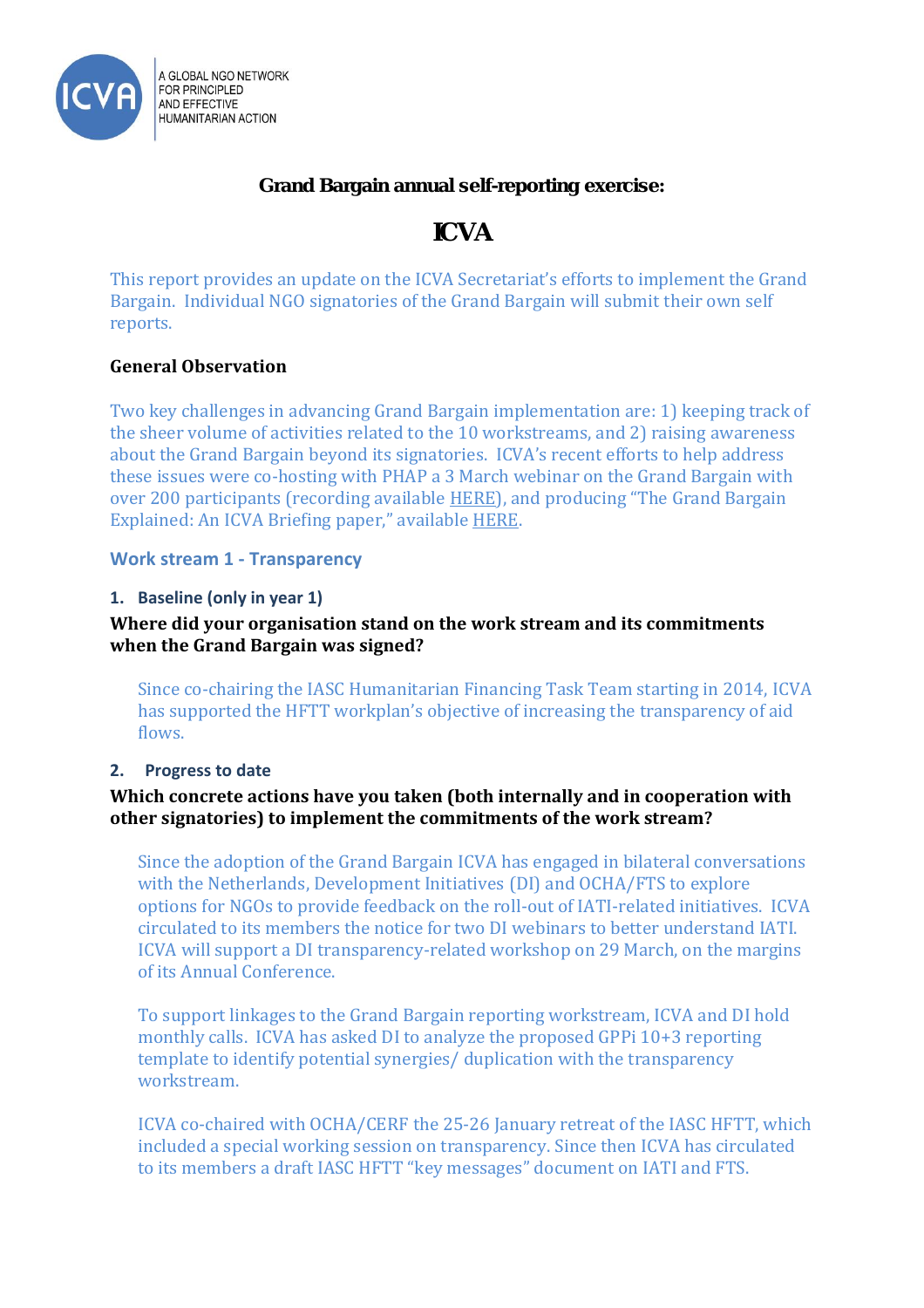A GLOBAL NGO NETWORK FOR PRINCIPLED AND EFFECTIVE HUMANITARIAN ACTION

## Grand Bargain annual self-reporting exercise:

# ICVA

This report provides an update on the ICVA Secretariat's efforts to implement the Grand Bargain. Individual NGO signatories of the Grand Bargain will submit their own self reports.

### General Observation

Two key challenges in advancing Grand Bargain implementation are: 1) keeping track of the sheer volume of activities related to the 10 workstreams, and 2) raising awareness about the Grand Bargain beyond its signatories. ICVA's recent efforts to help address these issues were co-hosting with PHAP a 3 March webinar on the Grand Bargain with over 200 participants (recording available HERE), and producing "The Grand Bargain Explained: An ICVA Briefing paper," available HERE.

## Work stream 1 - Transparency

### 1. Baseline (only in year 1)

**Where did your organisation stand on the work stream and its commitments when the Grand Bargain was signed?**

Since co-chairing the IASC Humanitarian Financing Task Team starting in 2014, ICVA has supported the HFTT workplan's objective of increasing the transparency of aid flows.

### 2. Progress to date

**Which concrete actions have you taken (both internally and in cooperation with other signatories) to implement the commitments of the work stream?**

Since the adoption of the Grand Bargain ICVA has engaged in bilateral conversations with the Netherlands, Development Initiatives (DI) and OCHA/FTS to explore options for NGOs to provide feedback on the roll-out of IATI-related initiatives. ICVA circulated to its members the notice for two DI webinars to better understand IATI. ICVA will support a DI transparency-related workshop on 29 March, on the margins of its Annual Conference.

To support linkages to the Grand Bargain reporting workstream, ICVA and DI hold monthly calls. ICVA has asked DI to analyze the proposed GPPi 10+3 reporting template to identify potential synergies/ duplication with the transparency workstream.

ICVA co-chaired with OCHA/CERF the 25-26 January retreat of the IASC HFTT, which included a special working session on transparency. Since then ICVA has circulated to its members a draft IASC HFTT "key messages" document on IATI and FTS.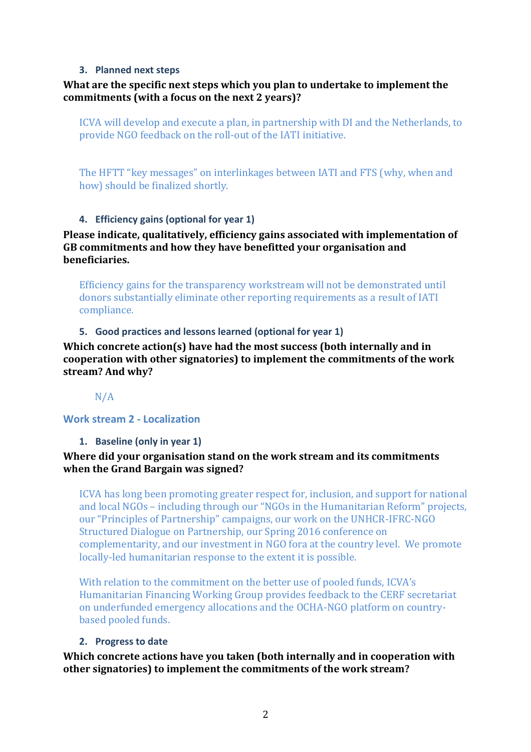### 3. Planned next steps

**What are the specific next steps which you plan to undertake to implement the commitments (with a focus on the next 2 years)?**

ICVA will develop and execute a plan, in partnership with DI and the Netherlands, to provide NGO feedback on the roll-out of the IATI initiative.

The HFTT "key messages" on interlinkages between IATI and FTS (why, when and how) should be finalized shortly.

### 4. Efficiency gains (optional for year 1)

**Please indicate, qualitatively, efficiency gains associated with implementation of GB commitments and how they have benefitted your organisation and beneficiaries.**

Efficiency gains for the transparency workstream will not be demonstrated until donors substantially eliminate other reporting requirements as a result of IATI compliance.

### 5. Good practices and lessons learned (optional for year 1)

**Which concrete action(s) have had the most success (both internally and in cooperation with other signatories) to implement the commitments of the work stream? And why?**

N/A

## Work stream 2 - Localization

### 1. Baseline (only in year 1)

**Where did your organisation stand on the work stream and its commitments when the Grand Bargain was signed?**

ICVA has long been promoting greater respect for, inclusion, and support for national and local NGOs – including through our "NGOs in the Humanitarian Reform" projects, our "Principles of Partnership" campaigns, our work on the UNHCR-IFRC-NGO Structured Dialogue on Partnership, our Spring 2016 conference on complementarity, and our investment in NGO fora at the country level. We promote locally-led humanitarian response to the extent it is possible.

With relation to the commitment on the better use of pooled funds, ICVA's Humanitarian Financing Working Group provides feedback to the CERF secretariat on underfunded emergency allocations and the OCHA-NGO platform on country-based pooled funds.

### 2. Progress to date

**Which concrete actions have you taken (both internally and in cooperation with other signatories) to implement the commitments of the work stream?**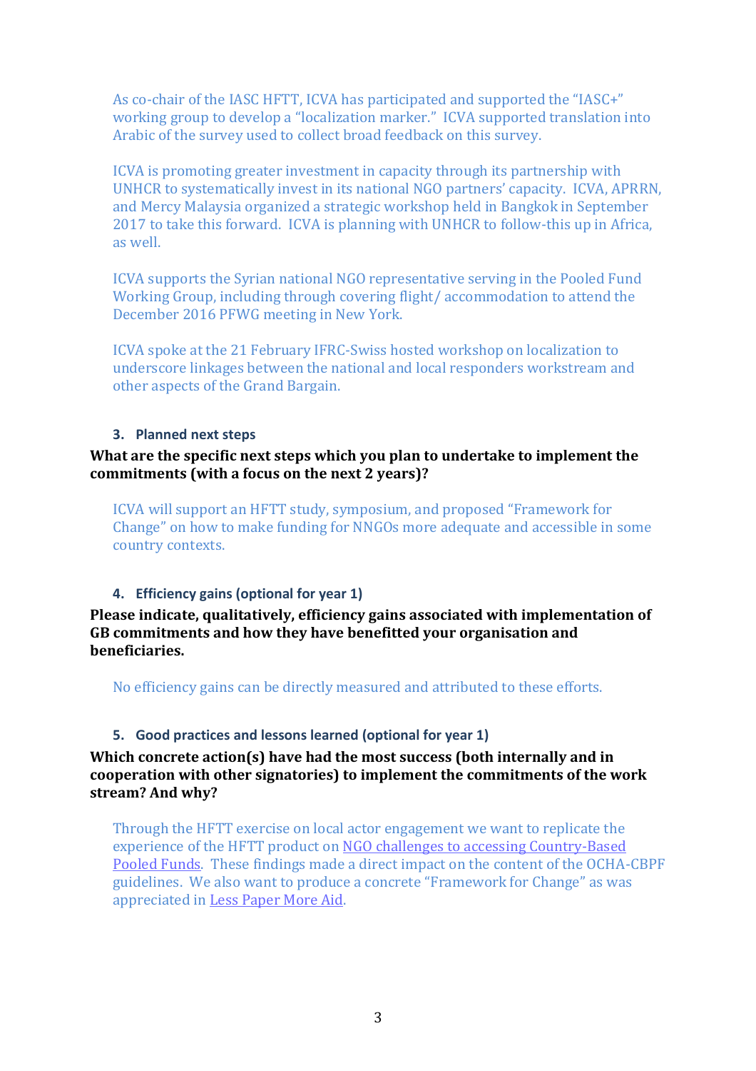As co-chair of the IASC HFTT, ICVA has participated and supported the "IASC+" working group to develop a "localization marker." ICVA supported translation into Arabic of the survey used to collect broad feedback on this survey.

ICVA is promoting greater investment in capacity through its partnership with UNHCR to systematically invest in its national NGO partners' capacity. ICVA, APRRN, and Mercy Malaysia organized a strategic workshop held in Bangkok in September 2017 to take this forward. ICVA is planning with UNHCR to follow-this up in Africa, as well.

ICVA supports the Syrian national NGO representative serving in the Pooled Fund Working Group, including through covering flight/ accommodation to attend the December 2016 PFWG meeting in New York.

ICVA spoke at the 21 February IFRC-Swiss hosted workshop on localization to underscore linkages between the national and local responders workstream and other aspects of the Grand Bargain.

### 3. Planned next steps

**What are the specific next steps which you plan to undertake to implement the commitments (with a focus on the next 2 years)?**

ICVA will support an HFTT study, symposium, and proposed "Framework for Change" on how to make funding for NNGOs more adequate and accessible in some country contexts.

### 4. Efficiency gains (optional for year 1)

**Please indicate, qualitatively, efficiency gains associated with implementation of GB commitments and how they have benefitted your organisation and beneficiaries.**

No efficiency gains can be directly measured and attributed to these efforts.

### 5. Good practices and lessons learned (optional for year 1)

**Which concrete action(s) have had the most success (both internally and in cooperation with other signatories) to implement the commitments of the work stream? And why?**

Through the HFTT exercise on local actor engagement we want to replicate the experience of the HFTT product on NGO challenges to accessing Country-Based Pooled Funds. These findings made a direct impact on the content of the OCHA-CBPF guidelines. We also want to produce a concrete "Framework for Change" as was appreciated in Less Paper More Aid.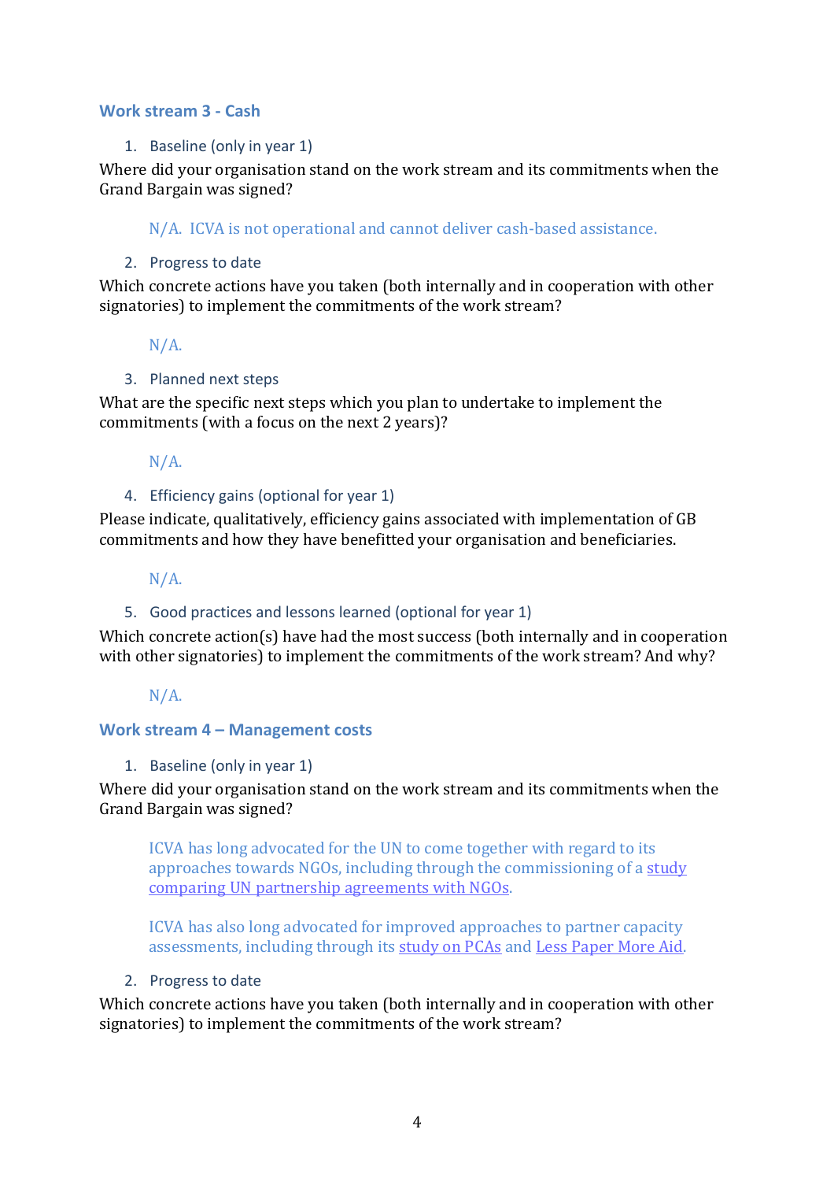## Work stream 3 - Cash

1. Baseline (only in year 1)

Where did your organisation stand on the work stream and its commitments when the Grand Bargain was signed?

> N/A. ICVA is not operational and cannot deliver cash-based assistance.

2. Progress to date

Which concrete actions have you taken (both internally and in cooperation with other signatories) to implement the commitments of the work stream?

> N/A.

3. Planned next steps

What are the specific next steps which you plan to undertake to implement the commitments (with a focus on the next 2 years)?

> N/A.

4. Efficiency gains (optional for year 1)

Please indicate, qualitatively, efficiency gains associated with implementation of GB commitments and how they have benefitted your organisation and beneficiaries.

> N/A.

5. Good practices and lessons learned (optional for year 1)

Which concrete action(s) have had the most success (both internally and in cooperation with other signatories) to implement the commitments of the work stream? And why?

> N/A.

## Work stream 4 – Management costs

1. Baseline (only in year 1)

Where did your organisation stand on the work stream and its commitments when the Grand Bargain was signed?

> ICVA has long advocated for the UN to come together with regard to its approaches towards NGOs, including through the commissioning of a study comparing UN partnership agreements with NGOs.
>
> ICVA has also long advocated for improved approaches to partner capacity assessments, including through its study on PCAs and Less Paper More Aid.

2. Progress to date

Which concrete actions have you taken (both internally and in cooperation with other signatories) to implement the commitments of the work stream?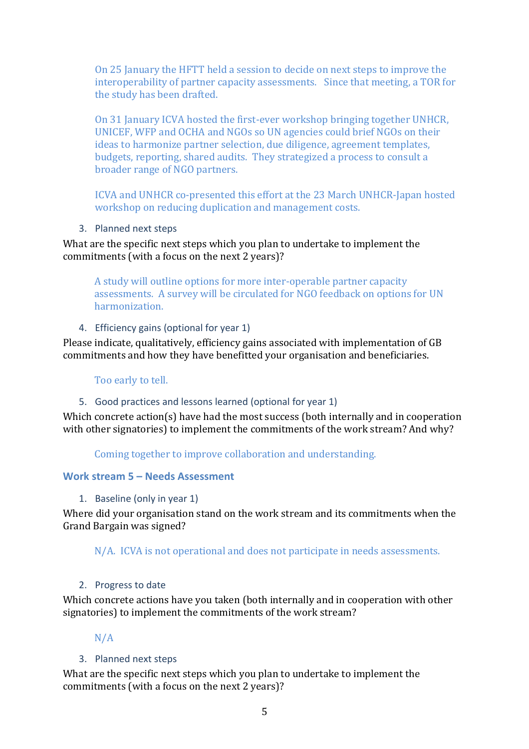On 25 January the HFTT held a session to decide on next steps to improve the interoperability of partner capacity assessments. Since that meeting, a TOR for the study has been drafted.

On 31 January ICVA hosted the first-ever workshop bringing together UNHCR, UNICEF, WFP and OCHA and NGOs so UN agencies could brief NGOs on their ideas to harmonize partner selection, due diligence, agreement templates, budgets, reporting, shared audits. They strategized a process to consult a broader range of NGO partners.

ICVA and UNHCR co-presented this effort at the 23 March UNHCR-Japan hosted workshop on reducing duplication and management costs.

3. Planned next steps

What are the specific next steps which you plan to undertake to implement the commitments (with a focus on the next 2 years)?

A study will outline options for more inter-operable partner capacity assessments. A survey will be circulated for NGO feedback on options for UN harmonization.

4. Efficiency gains (optional for year 1)

Please indicate, qualitatively, efficiency gains associated with implementation of GB commitments and how they have benefitted your organisation and beneficiaries.

Too early to tell.

5. Good practices and lessons learned (optional for year 1)

Which concrete action(s) have had the most success (both internally and in cooperation with other signatories) to implement the commitments of the work stream? And why?

Coming together to improve collaboration and understanding.

### Work stream 5 – Needs Assessment

1. Baseline (only in year 1)

Where did your organisation stand on the work stream and its commitments when the Grand Bargain was signed?

N/A. ICVA is not operational and does not participate in needs assessments.

2. Progress to date

Which concrete actions have you taken (both internally and in cooperation with other signatories) to implement the commitments of the work stream?

N/A

3. Planned next steps

What are the specific next steps which you plan to undertake to implement the commitments (with a focus on the next 2 years)?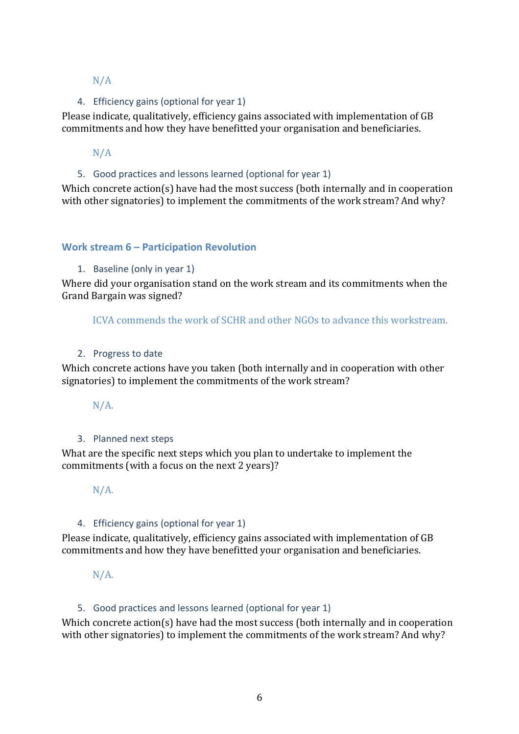N/A

4. Efficiency gains (optional for year 1)

Please indicate, qualitatively, efficiency gains associated with implementation of GB commitments and how they have benefitted your organisation and beneficiaries.

N/A

5. Good practices and lessons learned (optional for year 1)

Which concrete action(s) have had the most success (both internally and in cooperation with other signatories) to implement the commitments of the work stream? And why?

## Work stream 6 – Participation Revolution

1. Baseline (only in year 1)

Where did your organisation stand on the work stream and its commitments when the Grand Bargain was signed?

ICVA commends the work of SCHR and other NGOs to advance this workstream.

2. Progress to date

Which concrete actions have you taken (both internally and in cooperation with other signatories) to implement the commitments of the work stream?

N/A.

3. Planned next steps

What are the specific next steps which you plan to undertake to implement the commitments (with a focus on the next 2 years)?

N/A.

4. Efficiency gains (optional for year 1)

Please indicate, qualitatively, efficiency gains associated with implementation of GB commitments and how they have benefitted your organisation and beneficiaries.

N/A.

5. Good practices and lessons learned (optional for year 1)

Which concrete action(s) have had the most success (both internally and in cooperation with other signatories) to implement the commitments of the work stream? And why?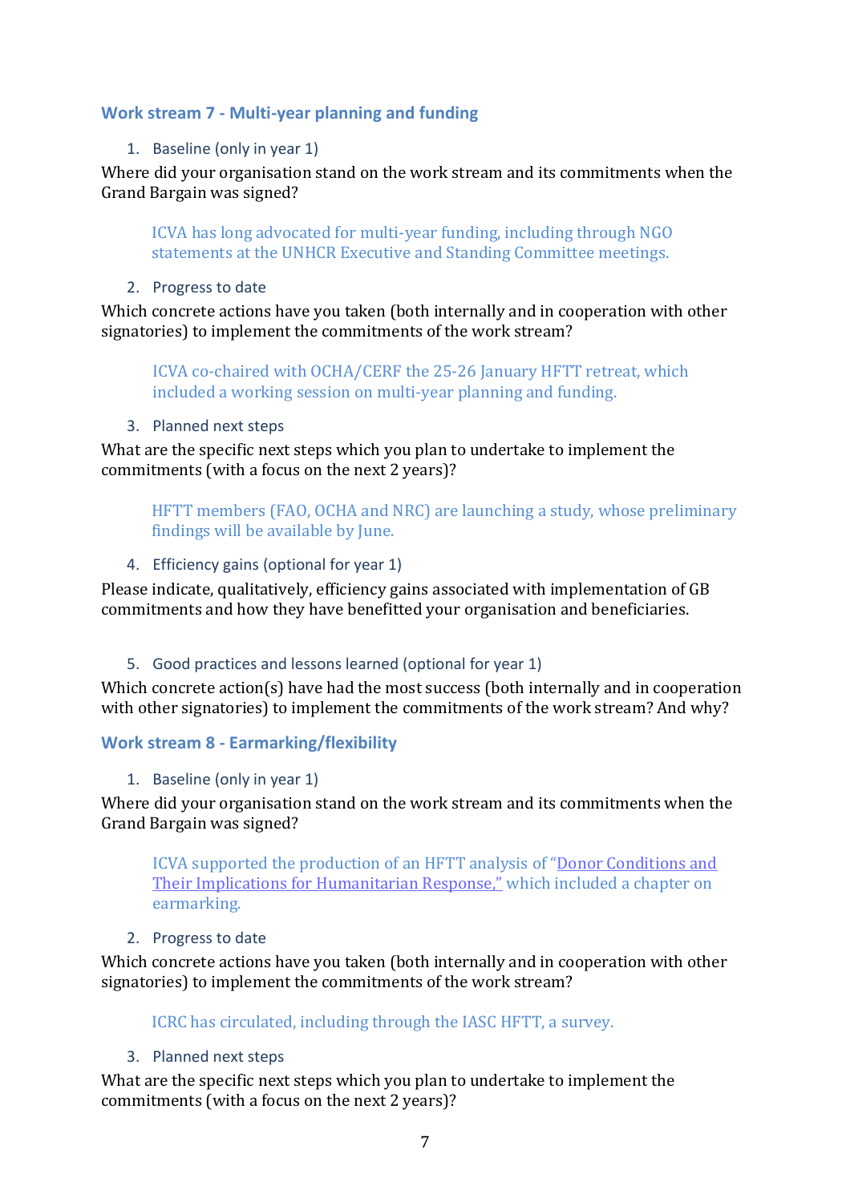### Work stream 7 - Multi-year planning and funding

1. Baseline (only in year 1)

Where did your organisation stand on the work stream and its commitments when the Grand Bargain was signed?

> ICVA has long advocated for multi-year funding, including through NGO statements at the UNHCR Executive and Standing Committee meetings.

2. Progress to date

Which concrete actions have you taken (both internally and in cooperation with other signatories) to implement the commitments of the work stream?

> ICVA co-chaired with OCHA/CERF the 25-26 January HFTT retreat, which included a working session on multi-year planning and funding.

3. Planned next steps

What are the specific next steps which you plan to undertake to implement the commitments (with a focus on the next 2 years)?

> HFTT members (FAO, OCHA and NRC) are launching a study, whose preliminary findings will be available by June.

4. Efficiency gains (optional for year 1)

Please indicate, qualitatively, efficiency gains associated with implementation of GB commitments and how they have benefitted your organisation and beneficiaries.

5. Good practices and lessons learned (optional for year 1)

Which concrete action(s) have had the most success (both internally and in cooperation with other signatories) to implement the commitments of the work stream? And why?

### Work stream 8 - Earmarking/flexibility

1. Baseline (only in year 1)

Where did your organisation stand on the work stream and its commitments when the Grand Bargain was signed?

> ICVA supported the production of an HFTT analysis of "Donor Conditions and Their Implications for Humanitarian Response," which included a chapter on earmarking.

2. Progress to date

Which concrete actions have you taken (both internally and in cooperation with other signatories) to implement the commitments of the work stream?

> ICRC has circulated, including through the IASC HFTT, a survey.

3. Planned next steps

What are the specific next steps which you plan to undertake to implement the commitments (with a focus on the next 2 years)?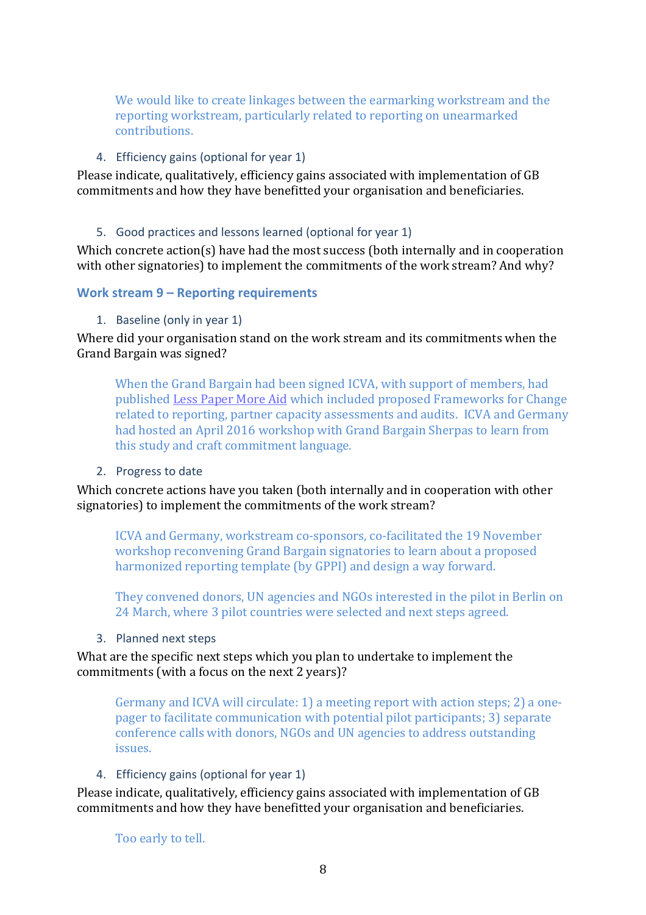We would like to create linkages between the earmarking workstream and the reporting workstream, particularly related to reporting on unearmarked contributions.

4. Efficiency gains (optional for year 1)

Please indicate, qualitatively, efficiency gains associated with implementation of GB commitments and how they have benefitted your organisation and beneficiaries.

5. Good practices and lessons learned (optional for year 1)

Which concrete action(s) have had the most success (both internally and in cooperation with other signatories) to implement the commitments of the work stream? And why?

### Work stream 9 – Reporting requirements

1. Baseline (only in year 1)

Where did your organisation stand on the work stream and its commitments when the Grand Bargain was signed?

When the Grand Bargain had been signed ICVA, with support of members, had published Less Paper More Aid which included proposed Frameworks for Change related to reporting, partner capacity assessments and audits. ICVA and Germany had hosted an April 2016 workshop with Grand Bargain Sherpas to learn from this study and craft commitment language.

2. Progress to date

Which concrete actions have you taken (both internally and in cooperation with other signatories) to implement the commitments of the work stream?

ICVA and Germany, workstream co-sponsors, co-facilitated the 19 November workshop reconvening Grand Bargain signatories to learn about a proposed harmonized reporting template (by GPPI) and design a way forward.

They convened donors, UN agencies and NGOs interested in the pilot in Berlin on 24 March, where 3 pilot countries were selected and next steps agreed.

3. Planned next steps

What are the specific next steps which you plan to undertake to implement the commitments (with a focus on the next 2 years)?

Germany and ICVA will circulate: 1) a meeting report with action steps; 2) a one-pager to facilitate communication with potential pilot participants; 3) separate conference calls with donors, NGOs and UN agencies to address outstanding issues.

4. Efficiency gains (optional for year 1)

Please indicate, qualitatively, efficiency gains associated with implementation of GB commitments and how they have benefitted your organisation and beneficiaries.

Too early to tell.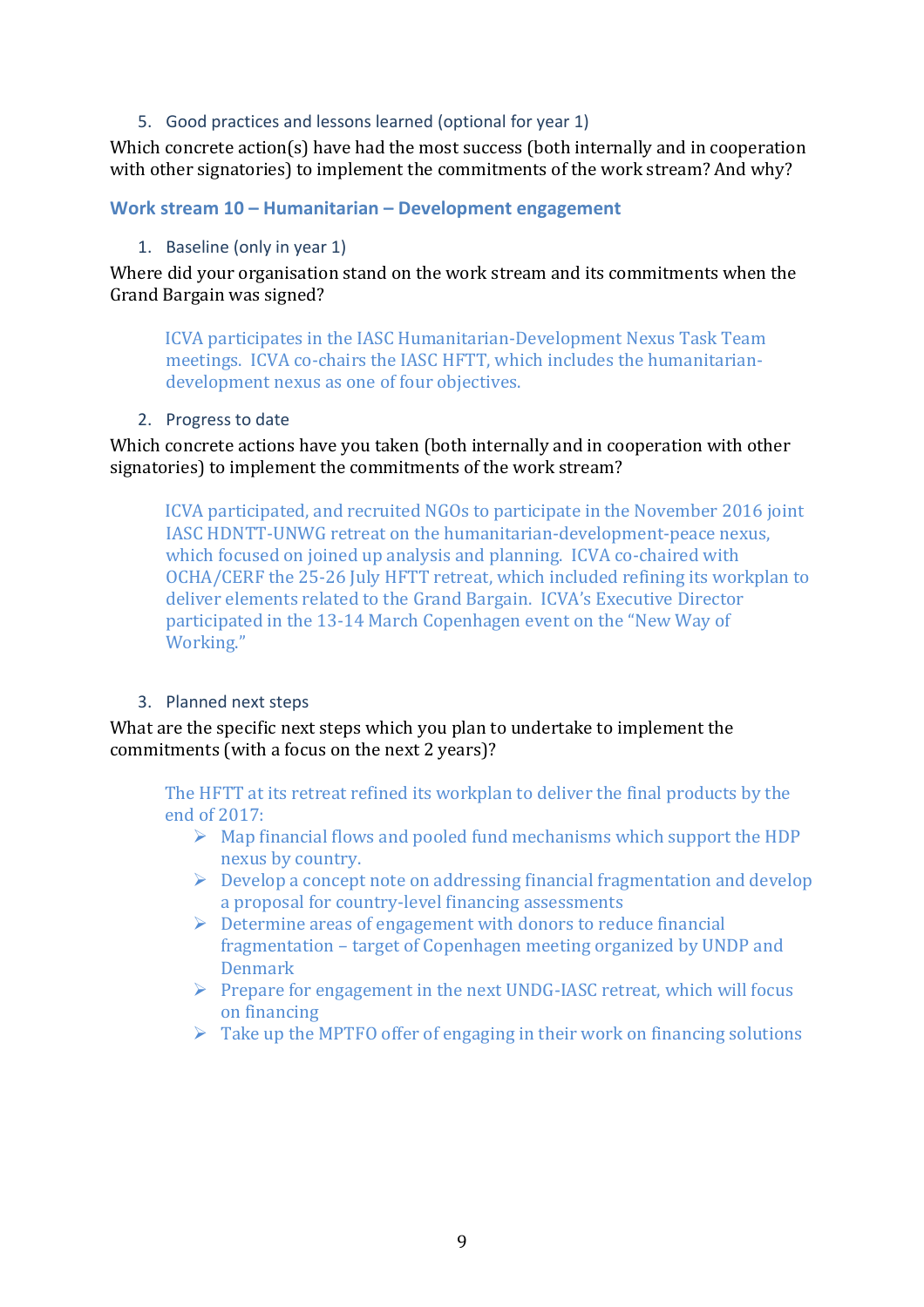5. Good practices and lessons learned (optional for year 1)

Which concrete action(s) have had the most success (both internally and in cooperation with other signatories) to implement the commitments of the work stream? And why?

## Work stream 10 – Humanitarian – Development engagement

1. Baseline (only in year 1)

Where did your organisation stand on the work stream and its commitments when the Grand Bargain was signed?

ICVA participates in the IASC Humanitarian-Development Nexus Task Team meetings. ICVA co-chairs the IASC HFTT, which includes the humanitarian-development nexus as one of four objectives.

2. Progress to date

Which concrete actions have you taken (both internally and in cooperation with other signatories) to implement the commitments of the work stream?

ICVA participated, and recruited NGOs to participate in the November 2016 joint IASC HDNTT-UNWG retreat on the humanitarian-development-peace nexus, which focused on joined up analysis and planning. ICVA co-chaired with OCHA/CERF the 25-26 July HFTT retreat, which included refining its workplan to deliver elements related to the Grand Bargain. ICVA's Executive Director participated in the 13-14 March Copenhagen event on the "New Way of Working."

3. Planned next steps

What are the specific next steps which you plan to undertake to implement the commitments (with a focus on the next 2 years)?

The HFTT at its retreat refined its workplan to deliver the final products by the end of 2017:

- Map financial flows and pooled fund mechanisms which support the HDP nexus by country.
- Develop a concept note on addressing financial fragmentation and develop a proposal for country-level financing assessments
- Determine areas of engagement with donors to reduce financial fragmentation – target of Copenhagen meeting organized by UNDP and Denmark
- Prepare for engagement in the next UNDG-IASC retreat, which will focus on financing
- Take up the MPTFO offer of engaging in their work on financing solutions